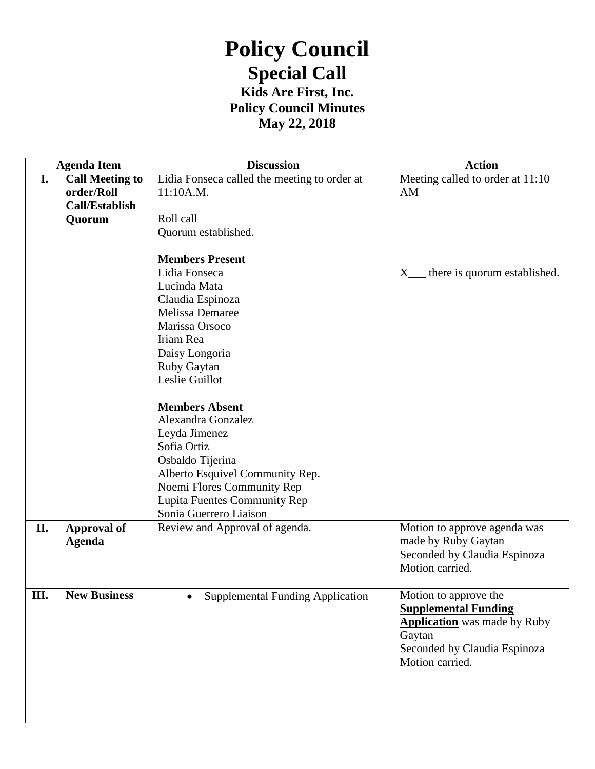# Policy Council

## Special Call

### Kids Are First, Inc.

### Policy Council Minutes

### May 22, 2018

| Agenda Item | Discussion | Action |
|---|---|---|
| **I. Call Meeting to order/Roll Call/Establish Quorum** | Lidia Fonseca called the meeting to order at 11:10A.M.<br><br>Roll call<br>Quorum established.<br><br>**Members Present**<br>Lidia Fonseca<br>Lucinda Mata<br>Claudia Espinoza<br>Melissa Demaree<br>Marissa Orsoco<br>Iriam Rea<br>Daisy Longoria<br>Ruby Gaytan<br>Leslie Guillot<br><br>**Members Absent**<br>Alexandra Gonzalez<br>Leyda Jimenez<br>Sofia Ortiz<br>Osbaldo Tijerina<br>Alberto Esquivel Community Rep.<br>Noemi Flores Community Rep<br>Lupita Fuentes Community Rep<br>Sonia Guerrero Liaison | Meeting called to order at 11:10 AM<br><br>X___ there is quorum established. |
| **II. Approval of Agenda** | Review and Approval of agenda. | Motion to approve agenda was made by Ruby Gaytan<br>Seconded by Claudia Espinoza<br>Motion carried. |
| **III. New Business** | • Supplemental Funding Application | Motion to approve the **Supplemental Funding Application** was made by Ruby Gaytan<br>Seconded by Claudia Espinoza<br>Motion carried. |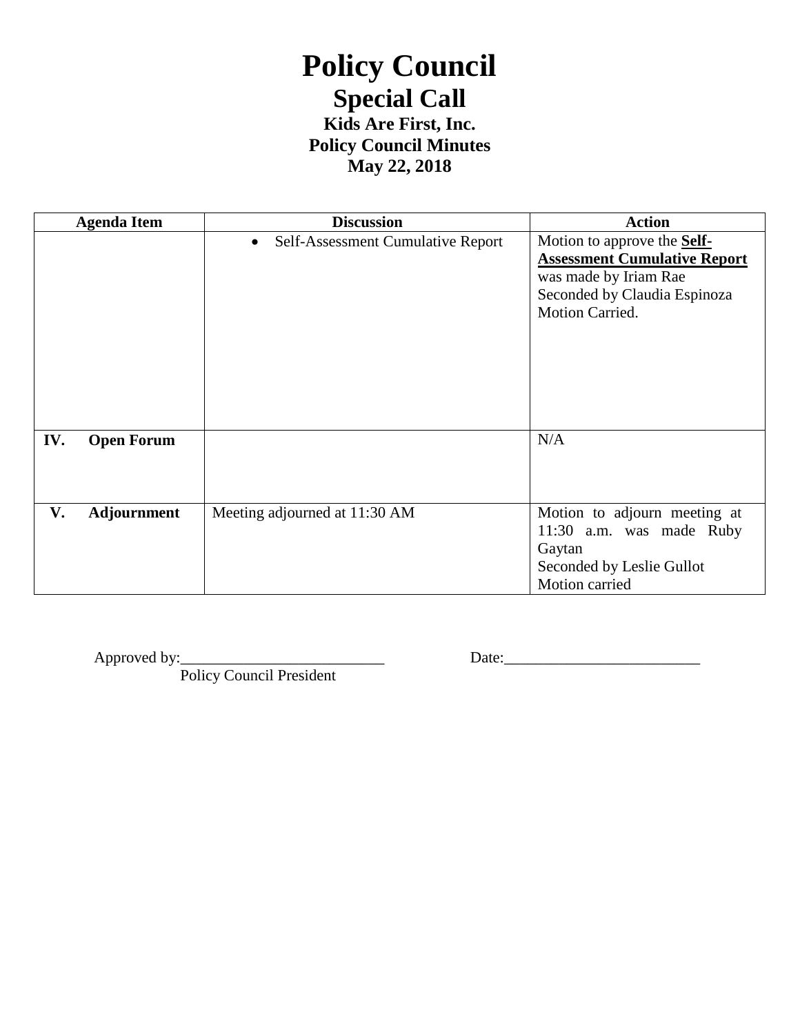# Policy Council

## Special Call

### Kids Are First, Inc.

### Policy Council Minutes

### May 22, 2018

| Agenda Item | Discussion | Action |
|---|---|---|
| | • Self-Assessment Cumulative Report | Motion to approve the **<u>Self-Assessment Cumulative Report</u>** was made by Iriam Rae<br>Seconded by Claudia Espinoza<br>Motion Carried. |
| **IV. Open Forum** | | N/A |
| **V. Adjournment** | Meeting adjourned at 11:30 AM | Motion to adjourn meeting at 11:30 a.m. was made Ruby Gaytan<br>Seconded by Leslie Gullot<br>Motion carried |

Approved by:__________________________ Date:_________________________

Policy Council President